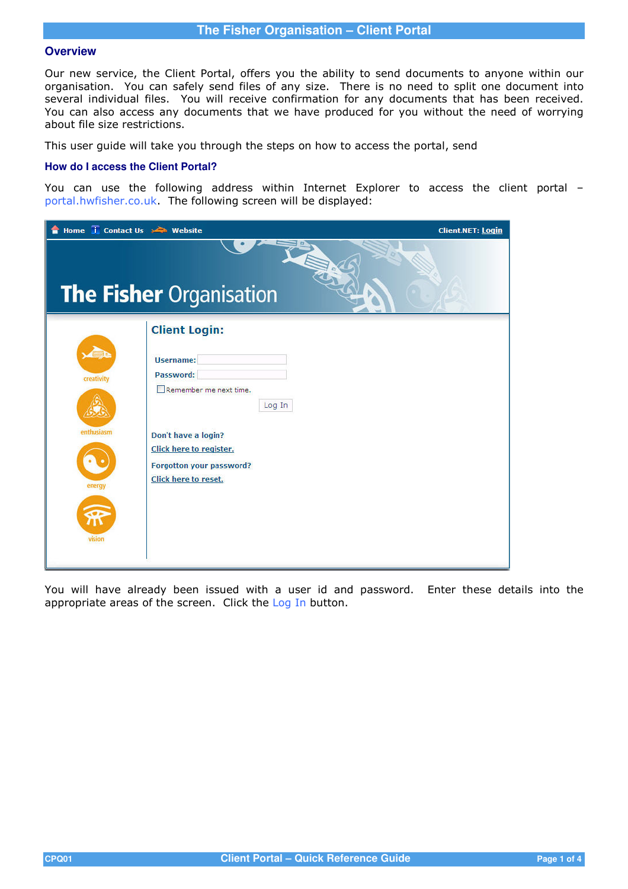# The Fisher Organisation – Client Portal

## Overview

Our new service, the Client Portal, offers you the ability to send documents to anyone within our organisation. You can safely send files of any size. There is no need to split one document into several individual files. You will receive confirmation for any documents that has been received. You can also access any documents that we have produced for you without the need of worrying about file size restrictions.

This user guide will take you through the steps on how to access the portal, send

## How do I access the Client Portal?

You can use the following address within Internet Explorer to access the client portal – portal.hwfisher.co.uk. The following screen will be displayed:

You will have already been issued with a user id and password. Enter these details into the appropriate areas of the screen. Click the Log In button.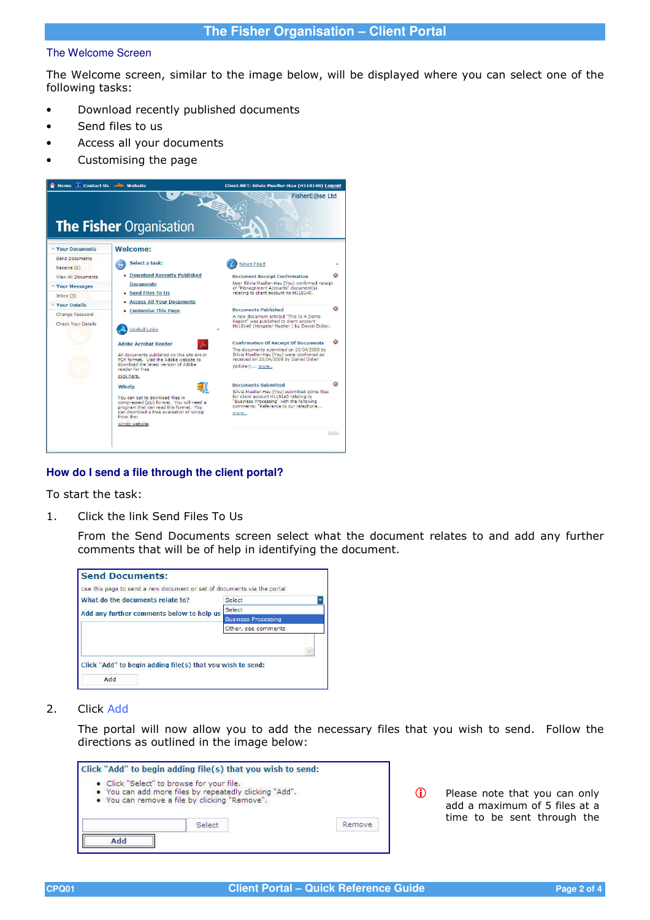## The Welcome Screen

The Welcome screen, similar to the image below, will be displayed where you can select one of the following tasks:

- Download recently published documents
- Send files to us
- Access all your documents
- Customising the page

## How do I send a file through the client portal?

To start the task:

1. Click the link Send Files To Us

   From the Send Documents screen select what the document relates to and add any further comments that will be of help in identifying the document.

2. Click Add

   The portal will now allow you to add the necessary files that you wish to send. Follow the directions as outlined in the image below:

Please note that you can only add a maximum of 5 files at a time to be sent through the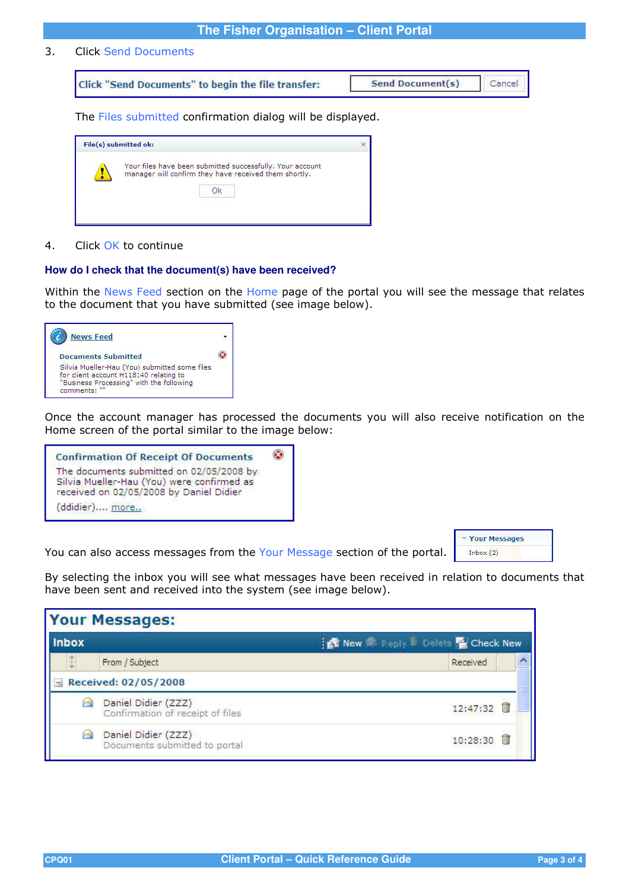3. Click Send Documents

Click "Send Documents" to begin the file transfer: | Send Document(s) | Cancel

The Files submitted confirmation dialog will be displayed.

File(s) submitted ok:

Your files have been submitted successfully. Your account manager will confirm they have received them shortly.

Ok

4. Click OK to continue

### How do I check that the document(s) have been received?

Within the News Feed section on the Home page of the portal you will see the message that relates to the document that you have submitted (see image below).

News Feed

**Documents Submitted**

Silvia Mueller-Hau (You) submitted some files for client account H118140 relating to "Business Processing" with the following comments: ""

Once the account manager has processed the documents you will also receive notification on the Home screen of the portal similar to the image below:

**Confirmation Of Receipt Of Documents**

The documents submitted on 02/05/2008 by Silvia Mueller-Hau (You) were confirmed as received on 02/05/2008 by Daniel Didier (ddidier).... more..

You can also access messages from the Your Message section of the portal.

Your Messages
Inbox (2)

By selecting the inbox you will see what messages have been received in relation to documents that have been sent and received into the system (see image below).

**Your Messages:**

Inbox — New | Reply | Delete | Check New

| From / Subject | Received |
|---|---|
| **Received: 02/05/2008** | |
| Daniel Didier (ZZZ) Confirmation of receipt of files | 12:47:32 |
| Daniel Didier (ZZZ) Documents submitted to portal | 10:28:30 |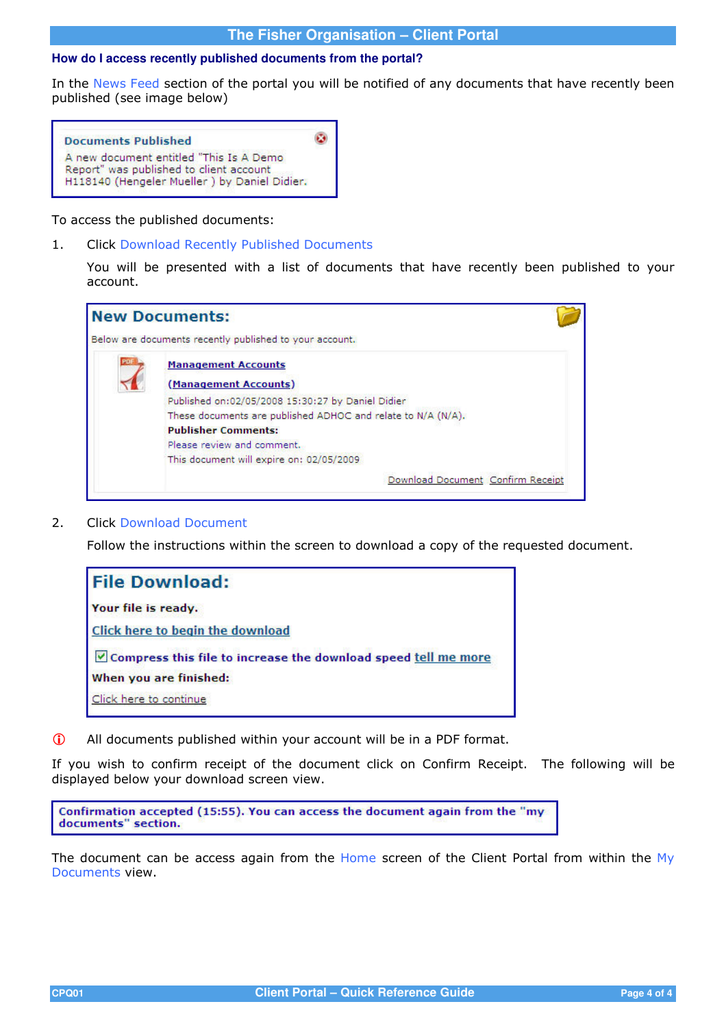## How do I access recently published documents from the portal?

In the News Feed section of the portal you will be notified of any documents that have recently been published (see image below)

**Documents Published**
A new document entitled "This Is A Demo Report" was published to client account H118140 (Hengeler Mueller ) by Daniel Didier.

To access the published documents:

1. Click Download Recently Published Documents

   You will be presented with a list of documents that have recently been published to your account.

   **New Documents:**
   Below are documents recently published to your account.

   Management Accounts
   (Management Accounts)
   Published on:02/05/2008 15:30:27 by Daniel Didier
   These documents are published ADHOC and relate to N/A (N/A).
   **Publisher Comments:**
   Please review and comment.
   This document will expire on: 02/05/2009
   Download Document Confirm Receipt

2. Click Download Document

   Follow the instructions within the screen to download a copy of the requested document.

   **File Download:**
   **Your file is ready.**
   Click here to begin the download
   ☑ **Compress this file to increase the download speed** tell me more
   **When you are finished:**
   Click here to continue

ⓘ All documents published within your account will be in a PDF format.

If you wish to confirm receipt of the document click on Confirm Receipt. The following will be displayed below your download screen view.

**Confirmation accepted (15:55). You can access the document again from the "my documents" section.**

The document can be access again from the Home screen of the Client Portal from within the My Documents view.